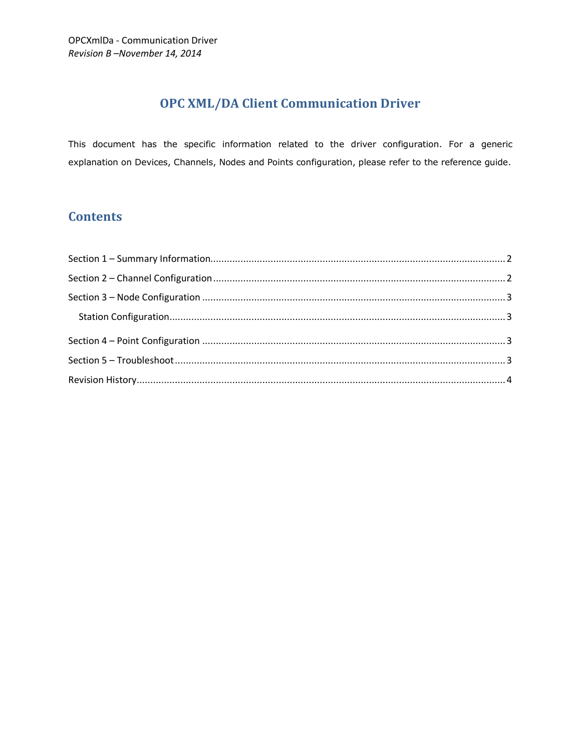OPCXmlDa - Communication Driver

*Revision B –November 14, 2014*

# OPC XML/DA Client Communication Driver

This document has the specific information related to the driver configuration. For a generic explanation on Devices, Channels, Nodes and Points configuration, please refer to the reference guide.

## Contents

Section 1 – Summary Information........................................................................................................... 2

Section 2 – Channel Configuration.......................................................................................................... 2

Section 3 – Node Configuration .............................................................................................................. 3

  Station Configuration.......................................................................................................................... 3

Section 4 – Point Configuration .............................................................................................................. 3

Section 5 – Troubleshoot ........................................................................................................................ 3

Revision History...................................................................................................................................... 4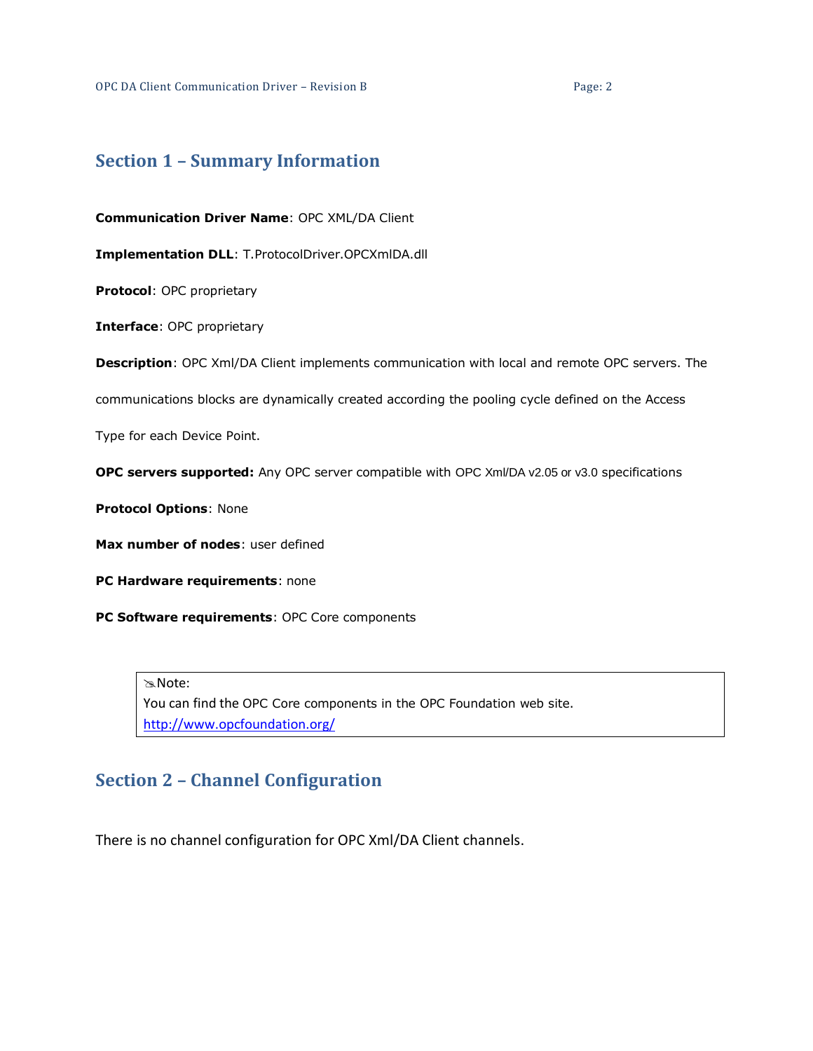## Section 1 – Summary Information

**Communication Driver Name**: OPC XML/DA Client

**Implementation DLL**: T.ProtocolDriver.OPCXmlDA.dll

**Protocol**: OPC proprietary

**Interface**: OPC proprietary

**Description**: OPC Xml/DA Client implements communication with local and remote OPC servers. The communications blocks are dynamically created according the pooling cycle defined on the Access Type for each Device Point.

**OPC servers supported:** Any OPC server compatible with OPC Xml/DA v2.05 or v3.0 specifications

**Protocol Options**: None

**Max number of nodes**: user defined

**PC Hardware requirements**: none

**PC Software requirements**: OPC Core components

> Note:
> You can find the OPC Core components in the OPC Foundation web site.
> http://www.opcfoundation.org/

## Section 2 – Channel Configuration

There is no channel configuration for OPC Xml/DA Client channels.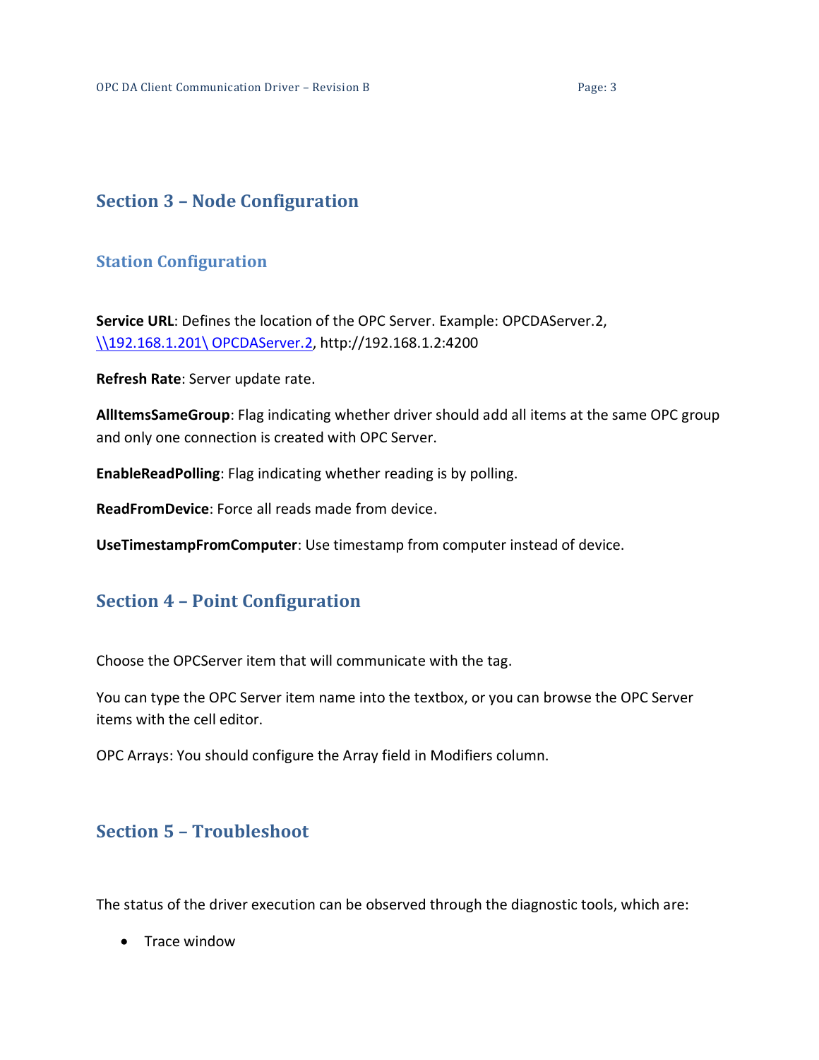# Section 3 – Node Configuration

## Station Configuration

**Service URL**: Defines the location of the OPC Server. Example: OPCDAServer.2, \\192.168.1.201\ OPCDAServer.2, http://192.168.1.2:4200

**Refresh Rate**: Server update rate.

**AllItemsSameGroup**: Flag indicating whether driver should add all items at the same OPC group and only one connection is created with OPC Server.

**EnableReadPolling**: Flag indicating whether reading is by polling.

**ReadFromDevice**: Force all reads made from device.

**UseTimestampFromComputer**: Use timestamp from computer instead of device.

# Section 4 – Point Configuration

Choose the OPCServer item that will communicate with the tag.

You can type the OPC Server item name into the textbox, or you can browse the OPC Server items with the cell editor.

OPC Arrays: You should configure the Array field in Modifiers column.

# Section 5 – Troubleshoot

The status of the driver execution can be observed through the diagnostic tools, which are:

- Trace window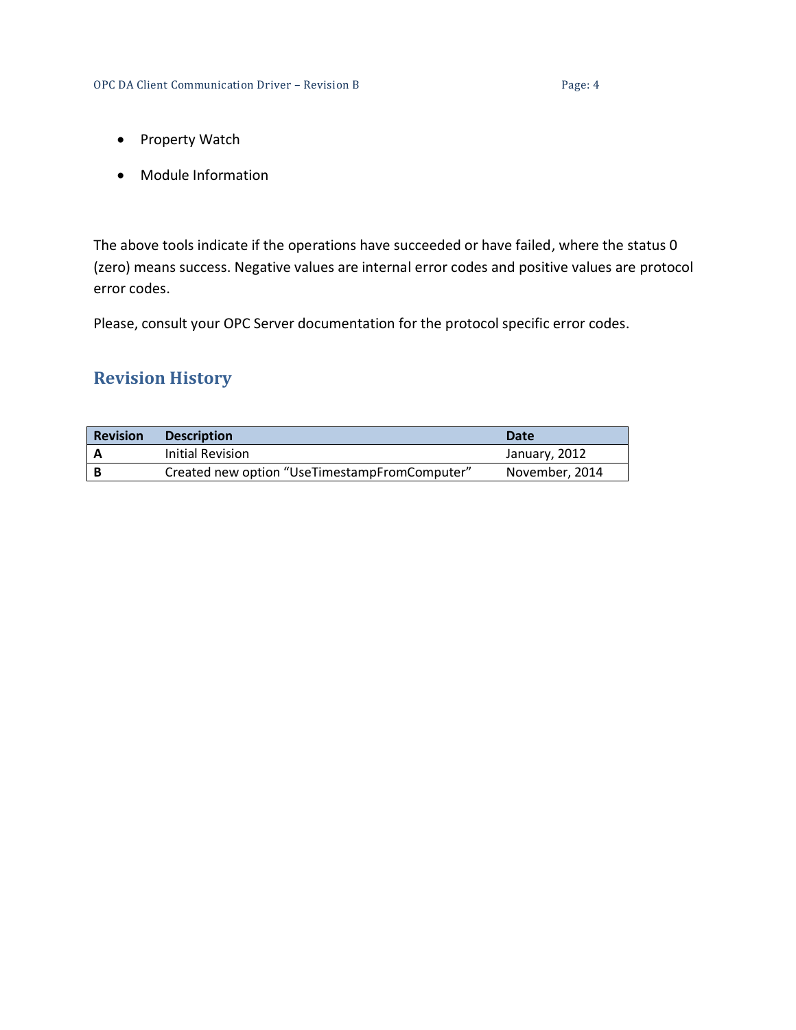- Property Watch
- Module Information

The above tools indicate if the operations have succeeded or have failed, where the status 0 (zero) means success. Negative values are internal error codes and positive values are protocol error codes.

Please, consult your OPC Server documentation for the protocol specific error codes.

## Revision History

| Revision | Description | Date |
|---|---|---|
| **A** | Initial Revision | January, 2012 |
| **B** | Created new option "UseTimestampFromComputer" | November, 2014 |